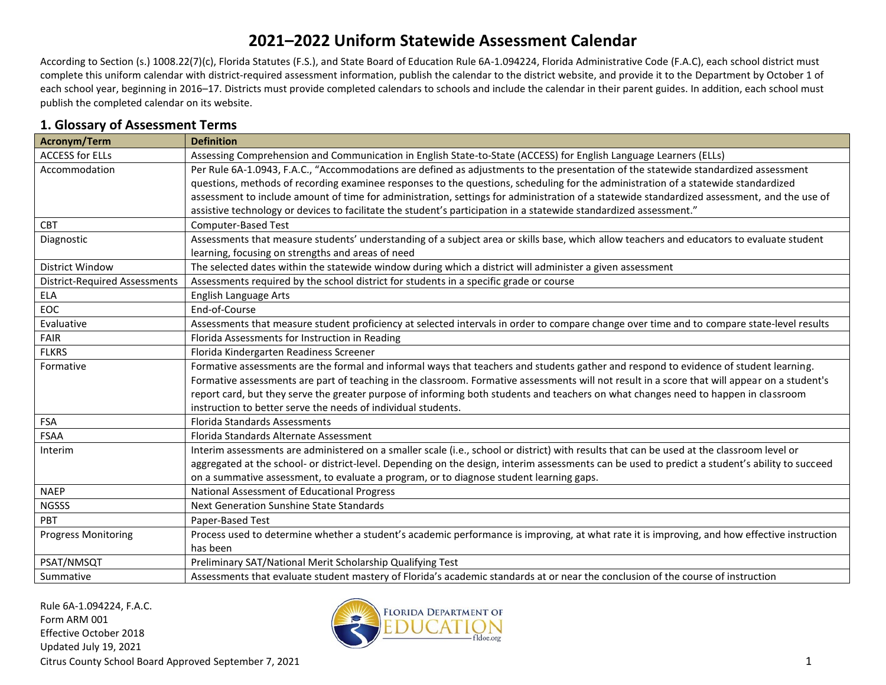# 2021–2022 Uniform Statewide Assessment Calendar

According to Section (s.) 1008.22(7)(c), Florida Statutes (F.S.), and State Board of Education Rule 6A-1.094224, Florida Administrative Code (F.A.C), each school district must complete this uniform calendar with district-required assessment information, publish the calendar to the district website, and provide it to the Department by October 1 of each school year, beginning in 2016–17. Districts must provide completed calendars to schools and include the calendar in their parent guides. In addition, each school must publish the completed calendar on its website.

## 1. Glossary of Assessment Terms

| Acronym/Term | Definition |
|---|---|
| ACCESS for ELLs | Assessing Comprehension and Communication in English State-to-State (ACCESS) for English Language Learners (ELLs) |
| Accommodation | Per Rule 6A-1.0943, F.A.C., "Accommodations are defined as adjustments to the presentation of the statewide standardized assessment questions, methods of recording examinee responses to the questions, scheduling for the administration of a statewide standardized assessment to include amount of time for administration, settings for administration of a statewide standardized assessment, and the use of assistive technology or devices to facilitate the student's participation in a statewide standardized assessment." |
| CBT | Computer-Based Test |
| Diagnostic | Assessments that measure students' understanding of a subject area or skills base, which allow teachers and educators to evaluate student learning, focusing on strengths and areas of need |
| District Window | The selected dates within the statewide window during which a district will administer a given assessment |
| District-Required Assessments | Assessments required by the school district for students in a specific grade or course |
| ELA | English Language Arts |
| EOC | End-of-Course |
| Evaluative | Assessments that measure student proficiency at selected intervals in order to compare change over time and to compare state-level results |
| FAIR | Florida Assessments for Instruction in Reading |
| FLKRS | Florida Kindergarten Readiness Screener |
| Formative | Formative assessments are the formal and informal ways that teachers and students gather and respond to evidence of student learning. Formative assessments are part of teaching in the classroom. Formative assessments will not result in a score that will appear on a student's report card, but they serve the greater purpose of informing both students and teachers on what changes need to happen in classroom instruction to better serve the needs of individual students. |
| FSA | Florida Standards Assessments |
| FSAA | Florida Standards Alternate Assessment |
| Interim | Interim assessments are administered on a smaller scale (i.e., school or district) with results that can be used at the classroom level or aggregated at the school- or district-level. Depending on the design, interim assessments can be used to predict a student's ability to succeed on a summative assessment, to evaluate a program, or to diagnose student learning gaps. |
| NAEP | National Assessment of Educational Progress |
| NGSSS | Next Generation Sunshine State Standards |
| PBT | Paper-Based Test |
| Progress Monitoring | Process used to determine whether a student's academic performance is improving, at what rate it is improving, and how effective instruction has been |
| PSAT/NMSQT | Preliminary SAT/National Merit Scholarship Qualifying Test |
| Summative | Assessments that evaluate student mastery of Florida's academic standards at or near the conclusion of the course of instruction |

Rule 6A-1.094224, F.A.C.
Form ARM 001
Effective October 2018
Updated July 19, 2021
Citrus County School Board Approved September 7, 2021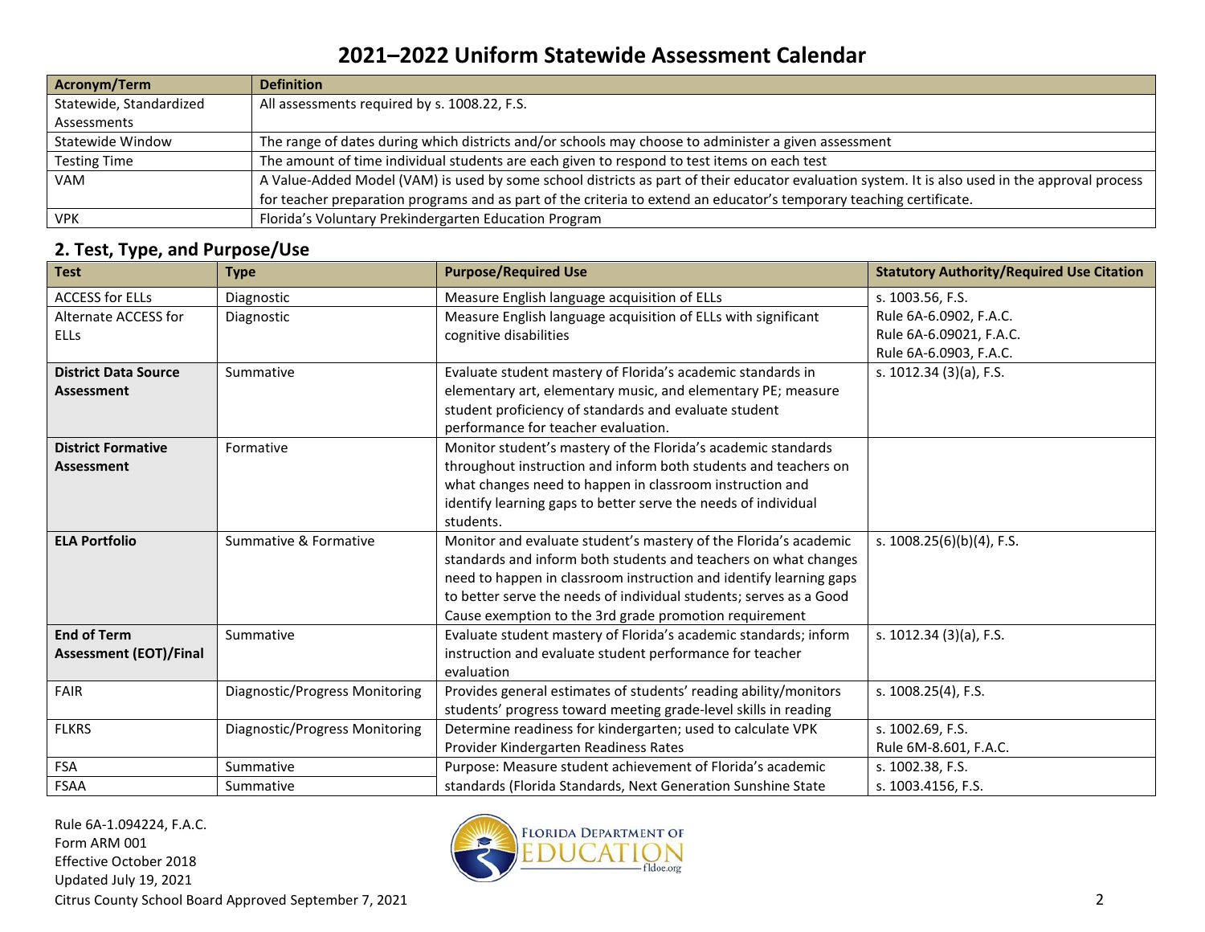# 2021–2022 Uniform Statewide Assessment Calendar

| Acronym/Term | Definition |
|---|---|
| Statewide, Standardized Assessments | All assessments required by s. 1008.22, F.S. |
| Statewide Window | The range of dates during which districts and/or schools may choose to administer a given assessment |
| Testing Time | The amount of time individual students are each given to respond to test items on each test |
| VAM | A Value-Added Model (VAM) is used by some school districts as part of their educator evaluation system. It is also used in the approval process for teacher preparation programs and as part of the criteria to extend an educator's temporary teaching certificate. |
| VPK | Florida's Voluntary Prekindergarten Education Program |

## 2. Test, Type, and Purpose/Use

| Test | Type | Purpose/Required Use | Statutory Authority/Required Use Citation |
|---|---|---|---|
| ACCESS for ELLs | Diagnostic | Measure English language acquisition of ELLs | s. 1003.56, F.S.<br>Rule 6A-6.0902, F.A.C.<br>Rule 6A-6.09021, F.A.C.<br>Rule 6A-6.0903, F.A.C. |
| Alternate ACCESS for ELLs | Diagnostic | Measure English language acquisition of ELLs with significant cognitive disabilities | |
| **District Data Source Assessment** | Summative | Evaluate student mastery of Florida's academic standards in elementary art, elementary music, and elementary PE; measure student proficiency of standards and evaluate student performance for teacher evaluation. | s. 1012.34 (3)(a), F.S. |
| **District Formative Assessment** | Formative | Monitor student's mastery of the Florida's academic standards throughout instruction and inform both students and teachers on what changes need to happen in classroom instruction and identify learning gaps to better serve the needs of individual students. | |
| **ELA Portfolio** | Summative & Formative | Monitor and evaluate student's mastery of the Florida's academic standards and inform both students and teachers on what changes need to happen in classroom instruction and identify learning gaps to better serve the needs of individual students; serves as a Good Cause exemption to the 3rd grade promotion requirement | s. 1008.25(6)(b)(4), F.S. |
| **End of Term Assessment (EOT)/Final** | Summative | Evaluate student mastery of Florida's academic standards; inform instruction and evaluate student performance for teacher evaluation | s. 1012.34 (3)(a), F.S. |
| FAIR | Diagnostic/Progress Monitoring | Provides general estimates of students' reading ability/monitors students' progress toward meeting grade-level skills in reading | s. 1008.25(4), F.S. |
| FLKRS | Diagnostic/Progress Monitoring | Determine readiness for kindergarten; used to calculate VPK Provider Kindergarten Readiness Rates | s. 1002.69, F.S.<br>Rule 6M-8.601, F.A.C. |
| FSA | Summative | Purpose: Measure student achievement of Florida's academic standards (Florida Standards, Next Generation Sunshine State | s. 1002.38, F.S. |
| FSAA | Summative | | s. 1003.4156, F.S. |

Rule 6A-1.094224, F.A.C.
Form ARM 001
Effective October 2018
Updated July 19, 2021
Citrus County School Board Approved September 7, 2021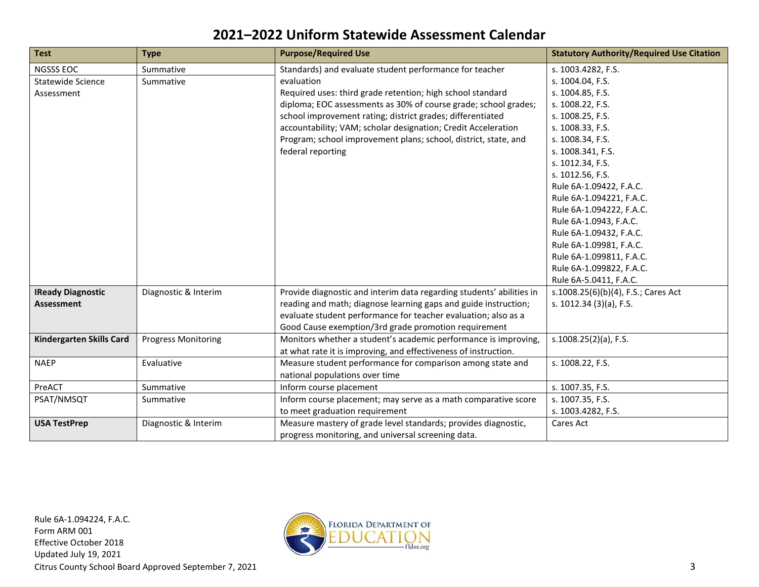# 2021–2022 Uniform Statewide Assessment Calendar

| Test | Type | Purpose/Required Use | Statutory Authority/Required Use Citation |
|---|---|---|---|
| NGSSS EOC | Summative | Standards) and evaluate student performance for teacher evaluation<br>Required uses: third grade retention; high school standard diploma; EOC assessments as 30% of course grade; school grades; school improvement rating; district grades; differentiated accountability; VAM; scholar designation; Credit Acceleration Program; school improvement plans; school, district, state, and federal reporting | s. 1003.4282, F.S.<br>s. 1004.04, F.S.<br>s. 1004.85, F.S.<br>s. 1008.22, F.S.<br>s. 1008.25, F.S.<br>s. 1008.33, F.S.<br>s. 1008.34, F.S.<br>s. 1008.341, F.S.<br>s. 1012.34, F.S.<br>s. 1012.56, F.S.<br>Rule 6A-1.09422, F.A.C.<br>Rule 6A-1.094221, F.A.C.<br>Rule 6A-1.094222, F.A.C.<br>Rule 6A-1.0943, F.A.C.<br>Rule 6A-1.09432, F.A.C.<br>Rule 6A-1.09981, F.A.C.<br>Rule 6A-1.099811, F.A.C.<br>Rule 6A-1.099822, F.A.C.<br>Rule 6A-5.0411, F.A.C. |
| Statewide Science Assessment | Summative | | |
| **IReady Diagnostic Assessment** | Diagnostic & Interim | Provide diagnostic and interim data regarding students' abilities in reading and math; diagnose learning gaps and guide instruction; evaluate student performance for teacher evaluation; also as a Good Cause exemption/3rd grade promotion requirement | s.1008.25(6)(b)(4), F.S.; Cares Act<br>s. 1012.34 (3)(a), F.S. |
| **Kindergarten Skills Card** | Progress Monitoring | Monitors whether a student's academic performance is improving, at what rate it is improving, and effectiveness of instruction. | s.1008.25(2)(a), F.S. |
| NAEP | Evaluative | Measure student performance for comparison among state and national populations over time | s. 1008.22, F.S. |
| PreACT | Summative | Inform course placement | s. 1007.35, F.S. |
| PSAT/NMSQT | Summative | Inform course placement; may serve as a math comparative score to meet graduation requirement | s. 1007.35, F.S.<br>s. 1003.4282, F.S. |
| **USA TestPrep** | Diagnostic & Interim | Measure mastery of grade level standards; provides diagnostic, progress monitoring, and universal screening data. | Cares Act |

Rule 6A-1.094224, F.A.C.
Form ARM 001
Effective October 2018
Updated July 19, 2021
Citrus County School Board Approved September 7, 2021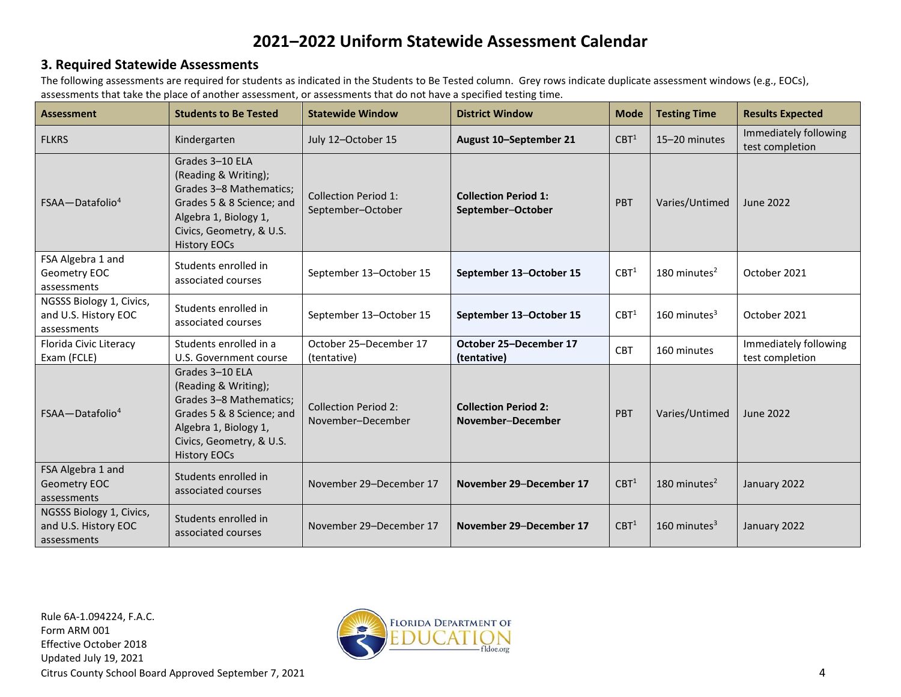# 2021–2022 Uniform Statewide Assessment Calendar

## 3. Required Statewide Assessments

The following assessments are required for students as indicated in the Students to Be Tested column. Grey rows indicate duplicate assessment windows (e.g., EOCs), assessments that take the place of another assessment, or assessments that do not have a specified testing time.

| Assessment | Students to Be Tested | Statewide Window | District Window | Mode | Testing Time | Results Expected |
|---|---|---|---|---|---|---|
| FLKRS | Kindergarten | July 12–October 15 | **August 10–September 21** | CBT[1] | 15–20 minutes | Immediately following test completion |
| FSAA—Datafolio[4] | Grades 3–10 ELA (Reading & Writing); Grades 3–8 Mathematics; Grades 5 & 8 Science; and Algebra 1, Biology 1, Civics, Geometry, & U.S. History EOCs | Collection Period 1: September–October | **Collection Period 1: September–October** | PBT | Varies/Untimed | June 2022 |
| FSA Algebra 1 and Geometry EOC assessments | Students enrolled in associated courses | September 13–October 15 | **September 13–October 15** | CBT[1] | 180 minutes[2] | October 2021 |
| NGSSS Biology 1, Civics, and U.S. History EOC assessments | Students enrolled in associated courses | September 13–October 15 | **September 13–October 15** | CBT[1] | 160 minutes[3] | October 2021 |
| Florida Civic Literacy Exam (FCLE) | Students enrolled in a U.S. Government course | October 25–December 17 (tentative) | **October 25–December 17 (tentative)** | CBT | 160 minutes | Immediately following test completion |
| FSAA—Datafolio[4] | Grades 3–10 ELA (Reading & Writing); Grades 3–8 Mathematics; Grades 5 & 8 Science; and Algebra 1, Biology 1, Civics, Geometry, & U.S. History EOCs | Collection Period 2: November–December | **Collection Period 2: November–December** | PBT | Varies/Untimed | June 2022 |
| FSA Algebra 1 and Geometry EOC assessments | Students enrolled in associated courses | November 29–December 17 | **November 29–December 17** | CBT[1] | 180 minutes[2] | January 2022 |
| NGSSS Biology 1, Civics, and U.S. History EOC assessments | Students enrolled in associated courses | November 29–December 17 | **November 29–December 17** | CBT[1] | 160 minutes[3] | January 2022 |

Rule 6A-1.094224, F.A.C.
Form ARM 001
Effective October 2018
Updated July 19, 2021
Citrus County School Board Approved September 7, 2021

FLORIDA DEPARTMENT OF EDUCATION fldoe.org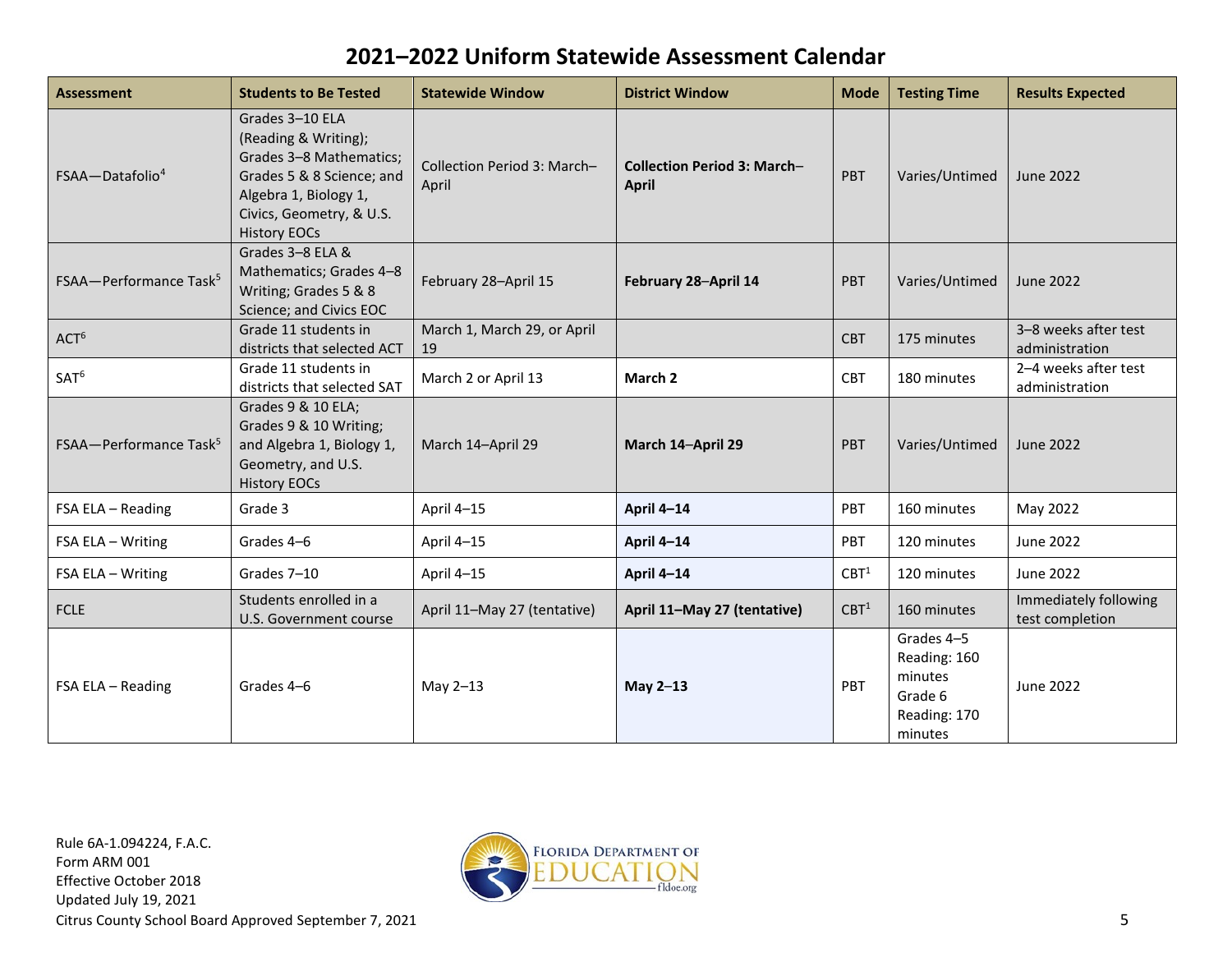# 2021–2022 Uniform Statewide Assessment Calendar

| Assessment | Students to Be Tested | Statewide Window | District Window | Mode | Testing Time | Results Expected |
|---|---|---|---|---|---|---|
| FSAA—Datafolio[4] | Grades 3–10 ELA (Reading & Writing); Grades 3–8 Mathematics; Grades 5 & 8 Science; and Algebra 1, Biology 1, Civics, Geometry, & U.S. History EOCs | Collection Period 3: March–April | **Collection Period 3: March–April** | PBT | Varies/Untimed | June 2022 |
| FSAA—Performance Task[5] | Grades 3–8 ELA & Mathematics; Grades 4–8 Writing; Grades 5 & 8 Science; and Civics EOC | February 28–April 15 | **February 28–April 14** | PBT | Varies/Untimed | June 2022 |
| ACT[6] | Grade 11 students in districts that selected ACT | March 1, March 29, or April 19 | | CBT | 175 minutes | 3–8 weeks after test administration |
| SAT[6] | Grade 11 students in districts that selected SAT | March 2 or April 13 | **March 2** | CBT | 180 minutes | 2–4 weeks after test administration |
| FSAA—Performance Task[5] | Grades 9 & 10 ELA; Grades 9 & 10 Writing; and Algebra 1, Biology 1, Geometry, and U.S. History EOCs | March 14–April 29 | **March 14–April 29** | PBT | Varies/Untimed | June 2022 |
| FSA ELA – Reading | Grade 3 | April 4–15 | **April 4–14** | PBT | 160 minutes | May 2022 |
| FSA ELA – Writing | Grades 4–6 | April 4–15 | **April 4–14** | PBT | 120 minutes | June 2022 |
| FSA ELA – Writing | Grades 7–10 | April 4–15 | **April 4–14** | CBT[1] | 120 minutes | June 2022 |
| FCLE | Students enrolled in a U.S. Government course | April 11–May 27 (tentative) | **April 11–May 27 (tentative)** | CBT[1] | 160 minutes | Immediately following test completion |
| FSA ELA – Reading | Grades 4–6 | May 2–13 | **May 2–13** | PBT | Grades 4–5 Reading: 160 minutes Grade 6 Reading: 170 minutes | June 2022 |

Rule 6A-1.094224, F.A.C.
Form ARM 001
Effective October 2018
Updated July 19, 2021
Citrus County School Board Approved September 7, 2021

Florida Department of Education
fldoe.org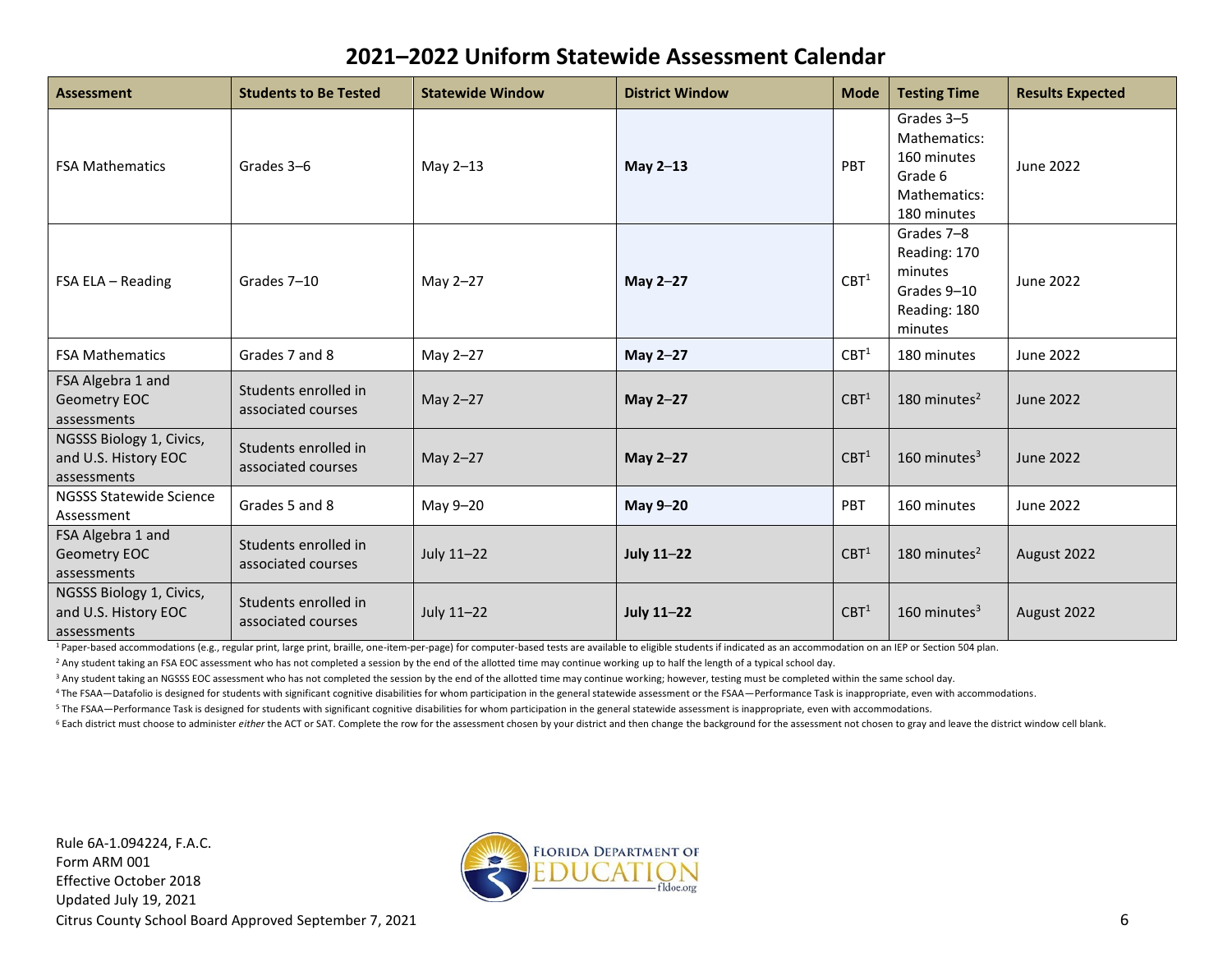# 2021–2022 Uniform Statewide Assessment Calendar

| Assessment | Students to Be Tested | Statewide Window | District Window | Mode | Testing Time | Results Expected |
|---|---|---|---|---|---|---|
| FSA Mathematics | Grades 3–6 | May 2–13 | **May 2–13** | PBT | Grades 3–5 Mathematics: 160 minutes Grade 6 Mathematics: 180 minutes | June 2022 |
| FSA ELA – Reading | Grades 7–10 | May 2–27 | **May 2–27** | CBT[1] | Grades 7–8 Reading: 170 minutes Grades 9–10 Reading: 180 minutes | June 2022 |
| FSA Mathematics | Grades 7 and 8 | May 2–27 | **May 2–27** | CBT[1] | 180 minutes | June 2022 |
| FSA Algebra 1 and Geometry EOC assessments | Students enrolled in associated courses | May 2–27 | **May 2–27** | CBT[1] | 180 minutes[2] | June 2022 |
| NGSSS Biology 1, Civics, and U.S. History EOC assessments | Students enrolled in associated courses | May 2–27 | **May 2–27** | CBT[1] | 160 minutes[3] | June 2022 |
| NGSSS Statewide Science Assessment | Grades 5 and 8 | May 9–20 | **May 9–20** | PBT | 160 minutes | June 2022 |
| FSA Algebra 1 and Geometry EOC assessments | Students enrolled in associated courses | July 11–22 | **July 11–22** | CBT[1] | 180 minutes[2] | August 2022 |
| NGSSS Biology 1, Civics, and U.S. History EOC assessments | Students enrolled in associated courses | July 11–22 | **July 11–22** | CBT[1] | 160 minutes[3] | August 2022 |

[1] Paper-based accommodations (e.g., regular print, large print, braille, one-item-per-page) for computer-based tests are available to eligible students if indicated as an accommodation on an IEP or Section 504 plan.

[2] Any student taking an FSA EOC assessment who has not completed a session by the end of the allotted time may continue working up to half the length of a typical school day.

[3] Any student taking an NGSSS EOC assessment who has not completed the session by the end of the allotted time may continue working; however, testing must be completed within the same school day.

[4] The FSAA—Datafolio is designed for students with significant cognitive disabilities for whom participation in the general statewide assessment or the FSAA—Performance Task is inappropriate, even with accommodations.

[5] The FSAA—Performance Task is designed for students with significant cognitive disabilities for whom participation in the general statewide assessment is inappropriate, even with accommodations.

[6] Each district must choose to administer *either* the ACT or SAT. Complete the row for the assessment chosen by your district and then change the background for the assessment not chosen to gray and leave the district window cell blank.

Rule 6A-1.094224, F.A.C.
Form ARM 001
Effective October 2018
Updated July 19, 2021
Citrus County School Board Approved September 7, 2021

Florida Department of Education
fldoe.org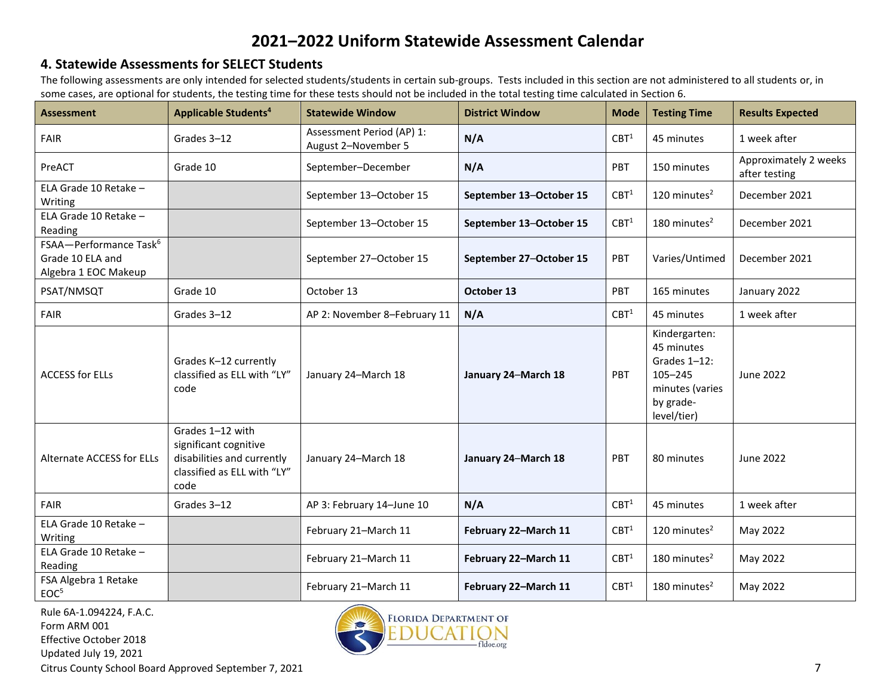# 2021–2022 Uniform Statewide Assessment Calendar

## 4. Statewide Assessments for SELECT Students

The following assessments are only intended for selected students/students in certain sub-groups. Tests included in this section are not administered to all students or, in some cases, are optional for students, the testing time for these tests should not be included in the total testing time calculated in Section 6.

| Assessment | Applicable Students[4] | Statewide Window | District Window | Mode | Testing Time | Results Expected |
|---|---|---|---|---|---|---|
| FAIR | Grades 3–12 | Assessment Period (AP) 1: August 2–November 5 | **N/A** | CBT[1] | 45 minutes | 1 week after |
| PreACT | Grade 10 | September–December | **N/A** | PBT | 150 minutes | Approximately 2 weeks after testing |
| ELA Grade 10 Retake – Writing | | September 13–October 15 | **September 13–October 15** | CBT[1] | 120 minutes[2] | December 2021 |
| ELA Grade 10 Retake – Reading | | September 13–October 15 | **September 13–October 15** | CBT[1] | 180 minutes[2] | December 2021 |
| FSAA—Performance Task[6] Grade 10 ELA and Algebra 1 EOC Makeup | | September 27–October 15 | **September 27–October 15** | PBT | Varies/Untimed | December 2021 |
| PSAT/NMSQT | Grade 10 | October 13 | **October 13** | PBT | 165 minutes | January 2022 |
| FAIR | Grades 3–12 | AP 2: November 8–February 11 | **N/A** | CBT[1] | 45 minutes | 1 week after |
| ACCESS for ELLs | Grades K–12 currently classified as ELL with "LY" code | January 24–March 18 | **January 24–March 18** | PBT | Kindergarten: 45 minutes Grades 1–12: 105–245 minutes (varies by grade-level/tier) | June 2022 |
| Alternate ACCESS for ELLs | Grades 1–12 with significant cognitive disabilities and currently classified as ELL with "LY" code | January 24–March 18 | **January 24–March 18** | PBT | 80 minutes | June 2022 |
| FAIR | Grades 3–12 | AP 3: February 14–June 10 | **N/A** | CBT[1] | 45 minutes | 1 week after |
| ELA Grade 10 Retake – Writing | | February 21–March 11 | **February 22–March 11** | CBT[1] | 120 minutes[2] | May 2022 |
| ELA Grade 10 Retake – Reading | | February 21–March 11 | **February 22–March 11** | CBT[1] | 180 minutes[2] | May 2022 |
| FSA Algebra 1 Retake EOC[5] | | February 21–March 11 | **February 22–March 11** | CBT[1] | 180 minutes[2] | May 2022 |

Rule 6A-1.094224, F.A.C.
Form ARM 001
Effective October 2018
Updated July 19, 2021
Citrus County School Board Approved September 7, 2021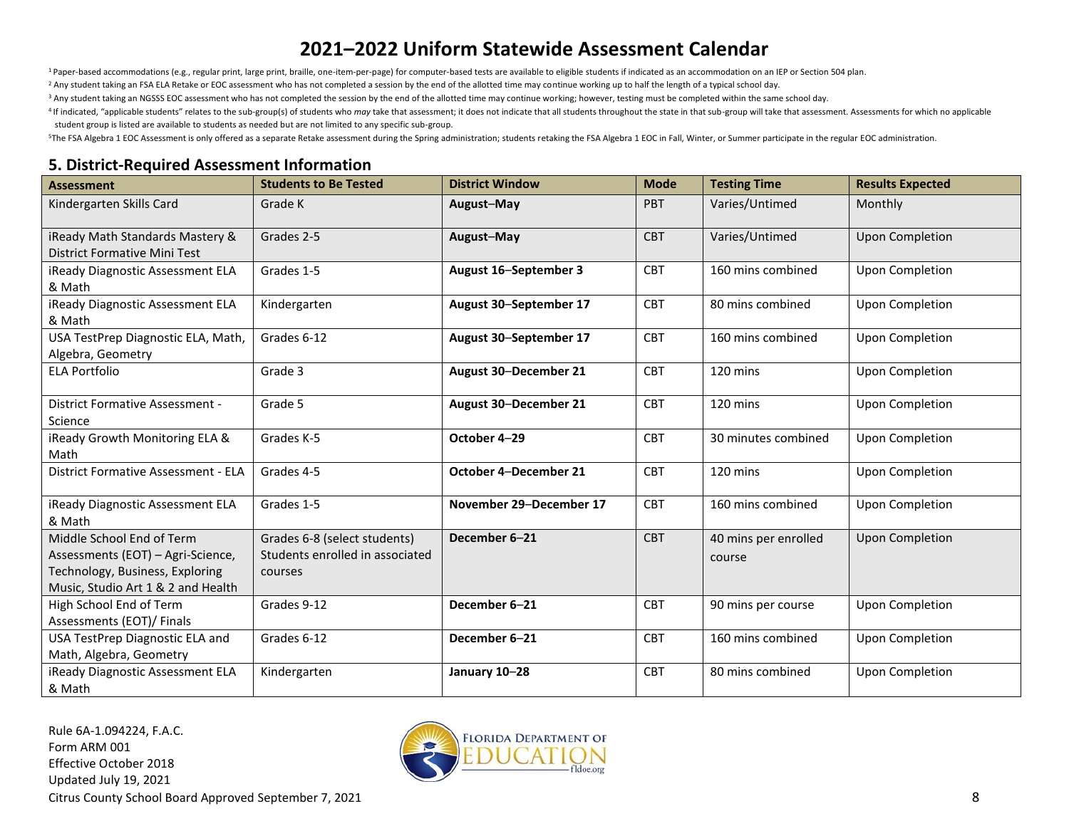# 2021–2022 Uniform Statewide Assessment Calendar

[1] Paper-based accommodations (e.g., regular print, large print, braille, one-item-per-page) for computer-based tests are available to eligible students if indicated as an accommodation on an IEP or Section 504 plan.

[2] Any student taking an FSA ELA Retake or EOC assessment who has not completed a session by the end of the allotted time may continue working up to half the length of a typical school day.

[3] Any student taking an NGSSS EOC assessment who has not completed the session by the end of the allotted time may continue working; however, testing must be completed within the same school day.

[4] If indicated, "applicable students" relates to the sub-group(s) of students who *may* take that assessment; it does not indicate that all students throughout the state in that sub-group will take that assessment. Assessments for which no applicable student group is listed are available to students as needed but are not limited to any specific sub-group.

[5] The FSA Algebra 1 EOC Assessment is only offered as a separate Retake assessment during the Spring administration; students retaking the FSA Algebra 1 EOC in Fall, Winter, or Summer participate in the regular EOC administration.

## 5. District-Required Assessment Information

| Assessment | Students to Be Tested | District Window | Mode | Testing Time | Results Expected |
|---|---|---|---|---|---|
| Kindergarten Skills Card | Grade K | **August–May** | PBT | Varies/Untimed | Monthly |
| iReady Math Standards Mastery & District Formative Mini Test | Grades 2-5 | **August–May** | CBT | Varies/Untimed | Upon Completion |
| iReady Diagnostic Assessment ELA & Math | Grades 1-5 | **August 16–September 3** | CBT | 160 mins combined | Upon Completion |
| iReady Diagnostic Assessment ELA & Math | Kindergarten | **August 30–September 17** | CBT | 80 mins combined | Upon Completion |
| USA TestPrep Diagnostic ELA, Math, Algebra, Geometry | Grades 6-12 | **August 30–September 17** | CBT | 160 mins combined | Upon Completion |
| ELA Portfolio | Grade 3 | **August 30–December 21** | CBT | 120 mins | Upon Completion |
| District Formative Assessment - Science | Grade 5 | **August 30–December 21** | CBT | 120 mins | Upon Completion |
| iReady Growth Monitoring ELA & Math | Grades K-5 | **October 4–29** | CBT | 30 minutes combined | Upon Completion |
| District Formative Assessment - ELA | Grades 4-5 | **October 4–December 21** | CBT | 120 mins | Upon Completion |
| iReady Diagnostic Assessment ELA & Math | Grades 1-5 | **November 29–December 17** | CBT | 160 mins combined | Upon Completion |
| Middle School End of Term Assessments (EOT) – Agri-Science, Technology, Business, Exploring Music, Studio Art 1 & 2 and Health | Grades 6-8 (select students) Students enrolled in associated courses | **December 6–21** | CBT | 40 mins per enrolled course | Upon Completion |
| High School End of Term Assessments (EOT)/ Finals | Grades 9-12 | **December 6–21** | CBT | 90 mins per course | Upon Completion |
| USA TestPrep Diagnostic ELA and Math, Algebra, Geometry | Grades 6-12 | **December 6–21** | CBT | 160 mins combined | Upon Completion |
| iReady Diagnostic Assessment ELA & Math | Kindergarten | **January 10–28** | CBT | 80 mins combined | Upon Completion |

Rule 6A-1.094224, F.A.C.
Form ARM 001
Effective October 2018
Updated July 19, 2021
Citrus County School Board Approved September 7, 2021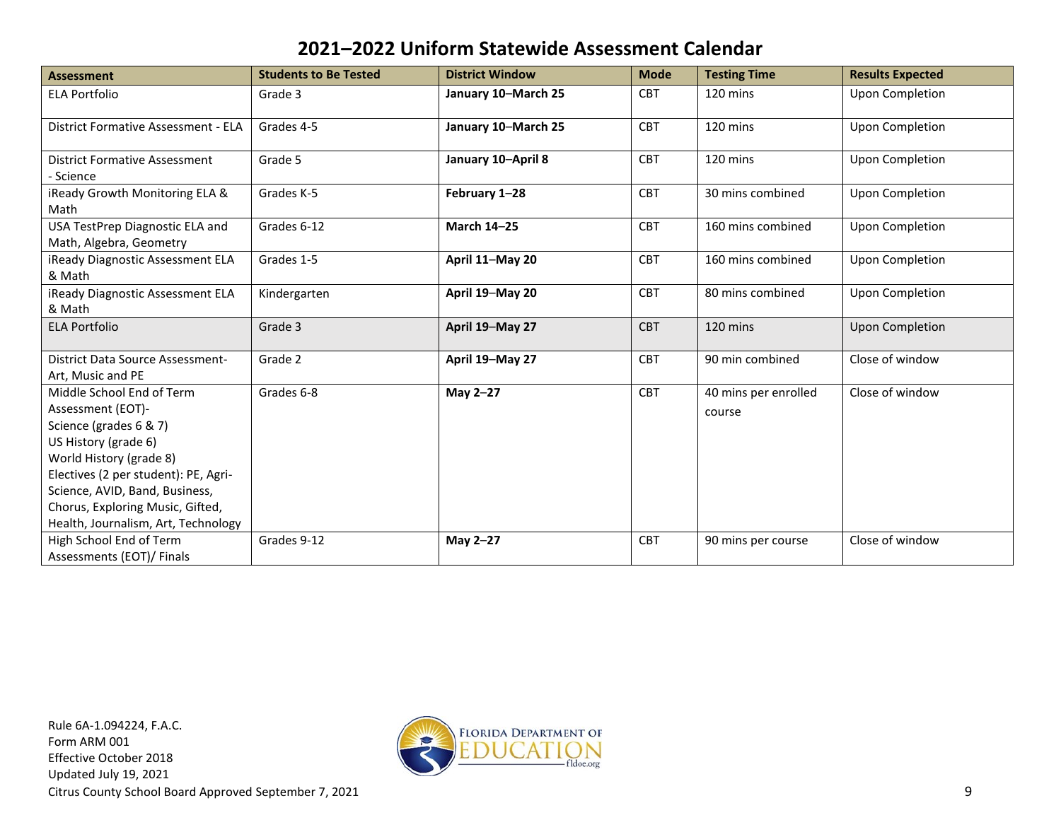# 2021–2022 Uniform Statewide Assessment Calendar

| Assessment | Students to Be Tested | District Window | Mode | Testing Time | Results Expected |
|---|---|---|---|---|---|
| ELA Portfolio | Grade 3 | **January 10–March 25** | CBT | 120 mins | Upon Completion |
| District Formative Assessment - ELA | Grades 4-5 | **January 10–March 25** | CBT | 120 mins | Upon Completion |
| District Formative Assessment - Science | Grade 5 | **January 10–April 8** | CBT | 120 mins | Upon Completion |
| iReady Growth Monitoring ELA & Math | Grades K-5 | **February 1–28** | CBT | 30 mins combined | Upon Completion |
| USA TestPrep Diagnostic ELA and Math, Algebra, Geometry | Grades 6-12 | **March 14–25** | CBT | 160 mins combined | Upon Completion |
| iReady Diagnostic Assessment ELA & Math | Grades 1-5 | **April 11–May 20** | CBT | 160 mins combined | Upon Completion |
| iReady Diagnostic Assessment ELA & Math | Kindergarten | **April 19–May 20** | CBT | 80 mins combined | Upon Completion |
| ELA Portfolio | Grade 3 | **April 19–May 27** | CBT | 120 mins | Upon Completion |
| District Data Source Assessment- Art, Music and PE | Grade 2 | **April 19–May 27** | CBT | 90 min combined | Close of window |
| Middle School End of Term Assessment (EOT)- Science (grades 6 & 7) US History (grade 6) World History (grade 8) Electives (2 per student): PE, Agri-Science, AVID, Band, Business, Chorus, Exploring Music, Gifted, Health, Journalism, Art, Technology | Grades 6-8 | **May 2–27** | CBT | 40 mins per enrolled course | Close of window |
| High School End of Term Assessments (EOT)/ Finals | Grades 9-12 | **May 2–27** | CBT | 90 mins per course | Close of window |

Rule 6A-1.094224, F.A.C.
Form ARM 001
Effective October 2018
Updated July 19, 2021
Citrus County School Board Approved September 7, 2021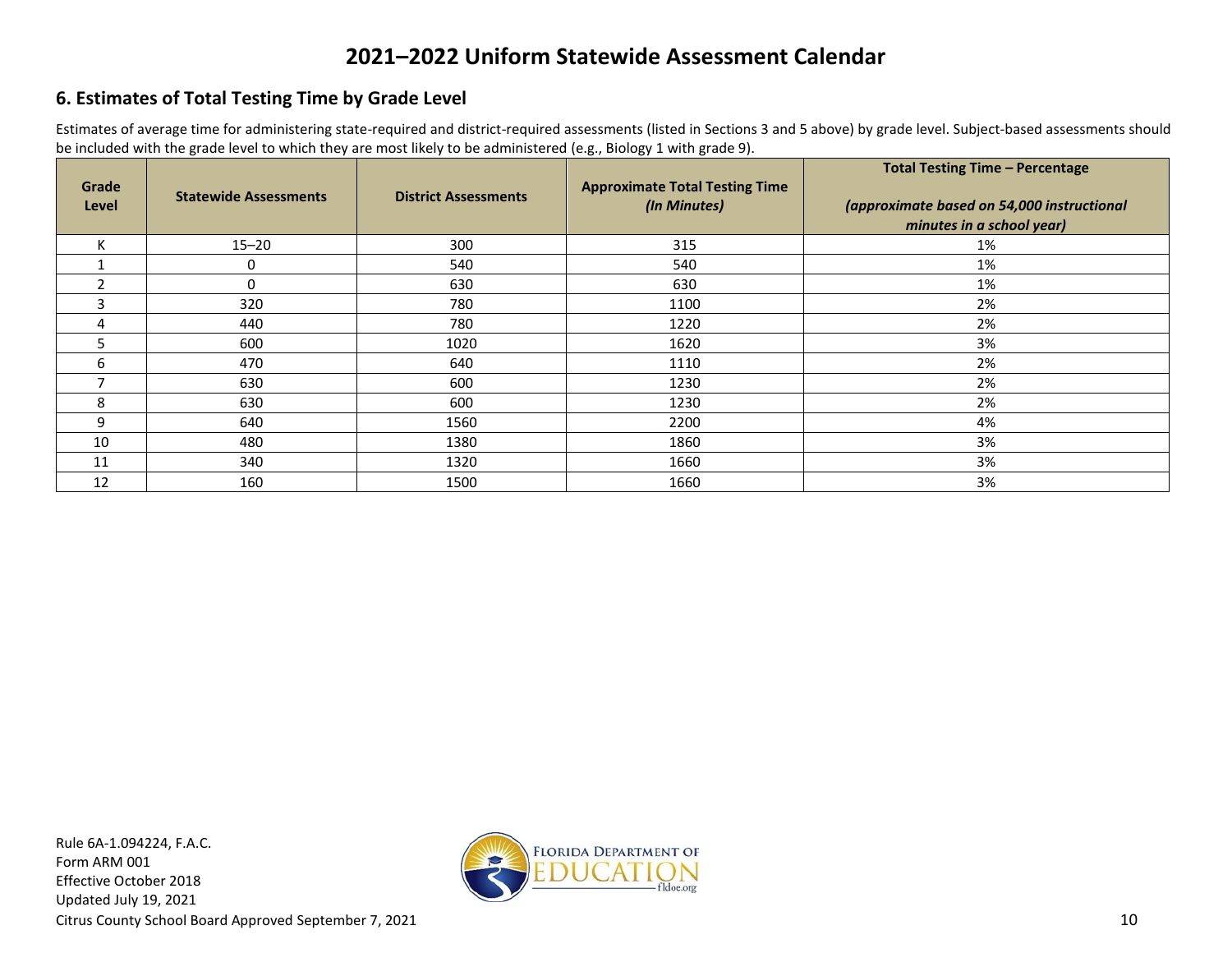# 2021–2022 Uniform Statewide Assessment Calendar

## 6. Estimates of Total Testing Time by Grade Level

Estimates of average time for administering state-required and district-required assessments (listed in Sections 3 and 5 above) by grade level. Subject-based assessments should be included with the grade level to which they are most likely to be administered (e.g., Biology 1 with grade 9).

| Grade Level | Statewide Assessments | District Assessments | Approximate Total Testing Time *(In Minutes)* | Total Testing Time – Percentage *(approximate based on 54,000 instructional minutes in a school year)* |
|---|---|---|---|---|
| K | 15–20 | 300 | 315 | 1% |
| 1 | 0 | 540 | 540 | 1% |
| 2 | 0 | 630 | 630 | 1% |
| 3 | 320 | 780 | 1100 | 2% |
| 4 | 440 | 780 | 1220 | 2% |
| 5 | 600 | 1020 | 1620 | 3% |
| 6 | 470 | 640 | 1110 | 2% |
| 7 | 630 | 600 | 1230 | 2% |
| 8 | 630 | 600 | 1230 | 2% |
| 9 | 640 | 1560 | 2200 | 4% |
| 10 | 480 | 1380 | 1860 | 3% |
| 11 | 340 | 1320 | 1660 | 3% |
| 12 | 160 | 1500 | 1660 | 3% |

Rule 6A-1.094224, F.A.C.
Form ARM 001
Effective October 2018
Updated July 19, 2021
Citrus County School Board Approved September 7, 2021

FLORIDA DEPARTMENT OF EDUCATION
fldoe.org